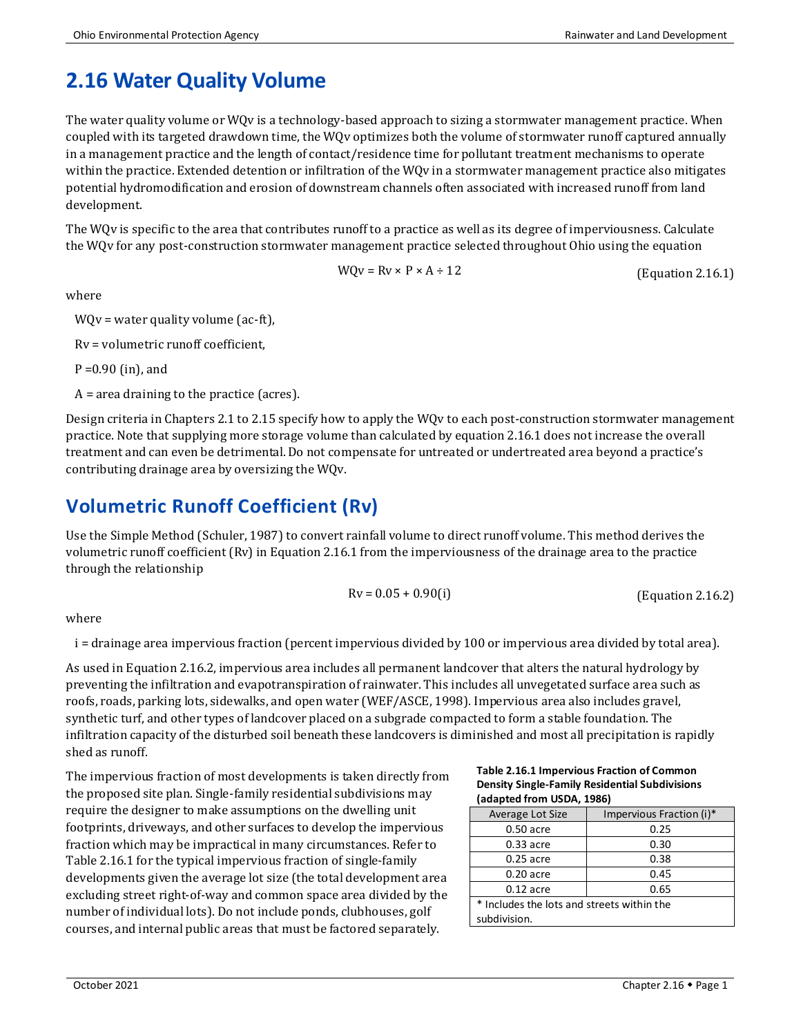# 2.16 Water Quality Volume

The water quality volume or WQv is a technology-based approach to sizing a stormwater management practice. When coupled with its targeted drawdown time, the WQv optimizes both the volume of stormwater runoff captured annually in a management practice and the length of contact/residence time for pollutant treatment mechanisms to operate within the practice. Extended detention or infiltration of the WQv in a stormwater management practice also mitigates potential hydromodification and erosion of downstream channels often associated with increased runoff from land development.

The WQv is specific to the area that contributes runoff to a practice as well as its degree of imperviousness. Calculate the WQv for any post-construction stormwater management practice selected throughout Ohio using the equation

$$WQv = Rv \times P \times A \div 12 \qquad \text{(Equation 2.16.1)}$$

where

WQv = water quality volume (ac-ft),

Rv = volumetric runoff coefficient,

P =0.90 (in), and

A = area draining to the practice (acres).

Design criteria in Chapters 2.1 to 2.15 specify how to apply the WQv to each post-construction stormwater management practice. Note that supplying more storage volume than calculated by equation 2.16.1 does not increase the overall treatment and can even be detrimental. Do not compensate for untreated or undertreated area beyond a practice's contributing drainage area by oversizing the WQv.

## Volumetric Runoff Coefficient (Rv)

Use the Simple Method (Schuler, 1987) to convert rainfall volume to direct runoff volume. This method derives the volumetric runoff coefficient (Rv) in Equation 2.16.1 from the imperviousness of the drainage area to the practice through the relationship

$$Rv = 0.05 + 0.90(i) \qquad \text{(Equation 2.16.2)}$$

where

i = drainage area impervious fraction (percent impervious divided by 100 or impervious area divided by total area).

As used in Equation 2.16.2, impervious area includes all permanent landcover that alters the natural hydrology by preventing the infiltration and evapotranspiration of rainwater. This includes all unvegetated surface area such as roofs, roads, parking lots, sidewalks, and open water (WEF/ASCE, 1998). Impervious area also includes gravel, synthetic turf, and other types of landcover placed on a subgrade compacted to form a stable foundation. The infiltration capacity of the disturbed soil beneath these landcovers is diminished and most all precipitation is rapidly shed as runoff.

The impervious fraction of most developments is taken directly from the proposed site plan. Single-family residential subdivisions may require the designer to make assumptions on the dwelling unit footprints, driveways, and other surfaces to develop the impervious fraction which may be impractical in many circumstances. Refer to Table 2.16.1 for the typical impervious fraction of single-family developments given the average lot size (the total development area excluding street right-of-way and common space area divided by the number of individual lots). Do not include ponds, clubhouses, golf courses, and internal public areas that must be factored separately.

**Table 2.16.1 Impervious Fraction of Common Density Single-Family Residential Subdivisions (adapted from USDA, 1986)**

| Average Lot Size | Impervious Fraction (i)* |
| --- | --- |
| 0.50 acre | 0.25 |
| 0.33 acre | 0.30 |
| 0.25 acre | 0.38 |
| 0.20 acre | 0.45 |
| 0.12 acre | 0.65 |

* Includes the lots and streets within the subdivision.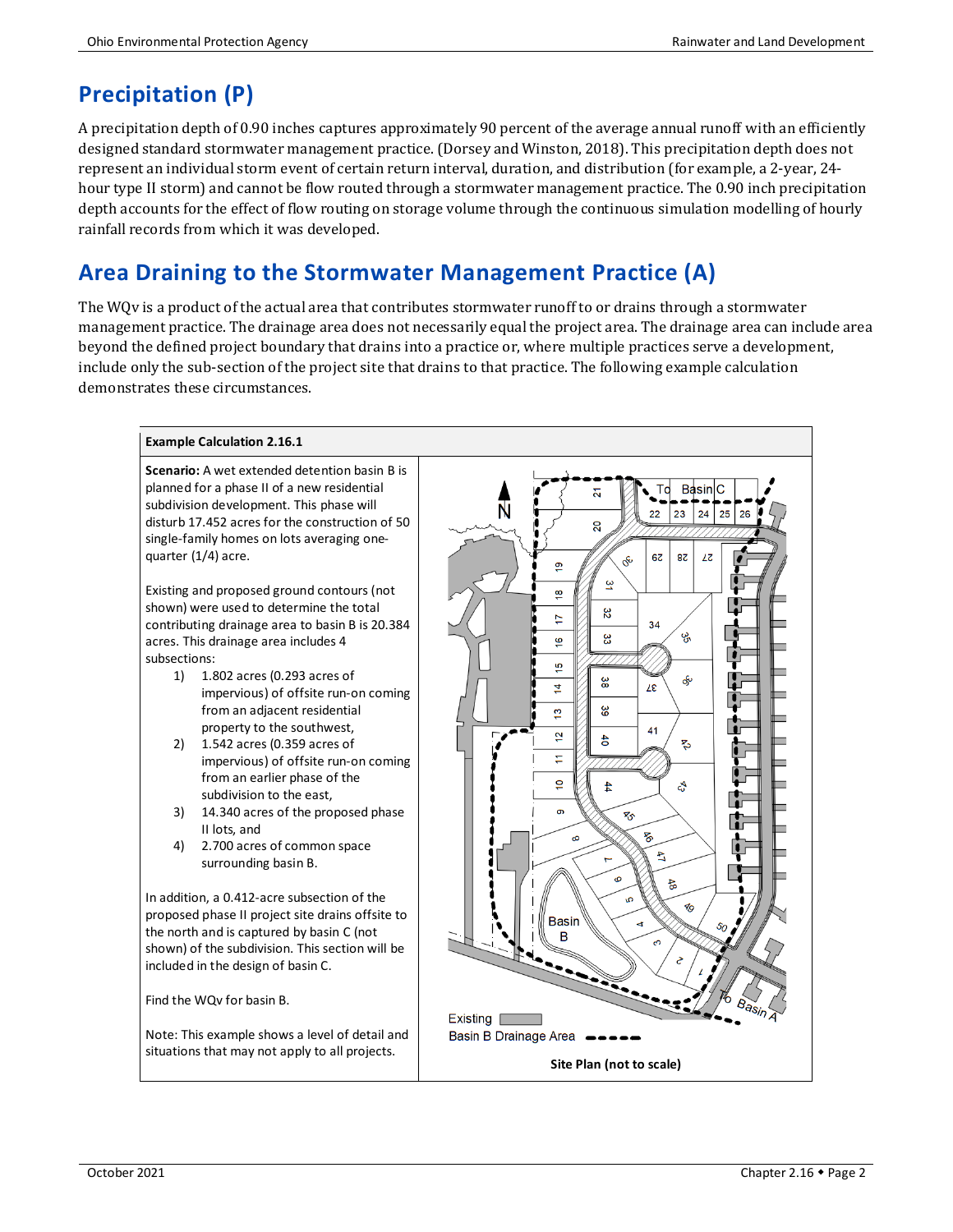## Precipitation (P)

A precipitation depth of 0.90 inches captures approximately 90 percent of the average annual runoff with an efficiently designed standard stormwater management practice. (Dorsey and Winston, 2018). This precipitation depth does not represent an individual storm event of certain return interval, duration, and distribution (for example, a 2-year, 24-hour type II storm) and cannot be flow routed through a stormwater management practice. The 0.90 inch precipitation depth accounts for the effect of flow routing on storage volume through the continuous simulation modelling of hourly rainfall records from which it was developed.

## Area Draining to the Stormwater Management Practice (A)

The WQv is a product of the actual area that contributes stormwater runoff to or drains through a stormwater management practice. The drainage area does not necessarily equal the project area. The drainage area can include area beyond the defined project boundary that drains into a practice or, where multiple practices serve a development, include only the sub-section of the project site that drains to that practice. The following example calculation demonstrates these circumstances.

**Example Calculation 2.16.1**

**Scenario:** A wet extended detention basin B is planned for a phase II of a new residential subdivision development. This phase will disturb 17.452 acres for the construction of 50 single-family homes on lots averaging one-quarter (1/4) acre.

Existing and proposed ground contours (not shown) were used to determine the total contributing drainage area to basin B is 20.384 acres. This drainage area includes 4 subsections:

1) 1.802 acres (0.293 acres of impervious) of offsite run-on coming from an adjacent residential property to the southwest,
2) 1.542 acres (0.359 acres of impervious) of offsite run-on coming from an earlier phase of the subdivision to the east,
3) 14.340 acres of the proposed phase II lots, and
4) 2.700 acres of common space surrounding basin B.

In addition, a 0.412-acre subsection of the proposed phase II project site drains offsite to the north and is captured by basin C (not shown) of the subdivision. This section will be included in the design of basin C.

Find the WQv for basin B.

Note: This example shows a level of detail and situations that may not apply to all projects.

N

To Basin C

To Basin A

Basin B

Existing

Basin B Drainage Area

**Site Plan (not to scale)**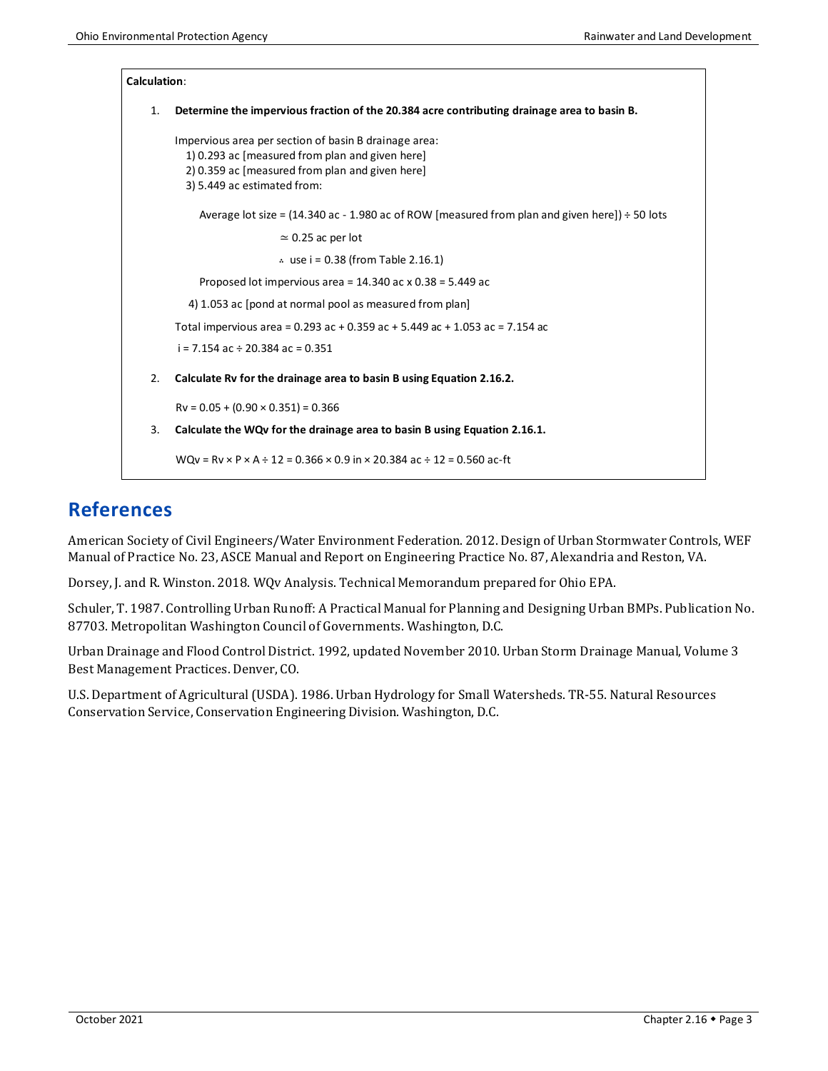**Calculation**:

1. **Determine the impervious fraction of the 20.384 acre contributing drainage area to basin B.**

   Impervious area per section of basin B drainage area:
   1) 0.293 ac [measured from plan and given here]
   2) 0.359 ac [measured from plan and given here]
   3) 5.449 ac estimated from:

      Average lot size = (14.340 ac - 1.980 ac of ROW [measured from plan and given here]) ÷ 50 lots

      $\simeq$ 0.25 ac per lot

      $\therefore$ use i = 0.38 (from Table 2.16.1)

      Proposed lot impervious area = 14.340 ac x 0.38 = 5.449 ac

   4) 1.053 ac [pond at normal pool as measured from plan]

   Total impervious area = 0.293 ac + 0.359 ac + 5.449 ac + 1.053 ac = 7.154 ac

   i = 7.154 ac ÷ 20.384 ac = 0.351

2. **Calculate Rv for the drainage area to basin B using Equation 2.16.2.**

   $Rv = 0.05 + (0.90 \times 0.351) = 0.366$

3. **Calculate the WQv for the drainage area to basin B using Equation 2.16.1.**

   $WQv = Rv \times P \times A \div 12 = 0.366 \times 0.9 \text{ in} \times 20.384 \text{ ac} \div 12 = 0.560 \text{ ac-ft}$

## References

American Society of Civil Engineers/Water Environment Federation. 2012. Design of Urban Stormwater Controls, WEF Manual of Practice No. 23, ASCE Manual and Report on Engineering Practice No. 87, Alexandria and Reston, VA.

Dorsey, J. and R. Winston. 2018. WQv Analysis. Technical Memorandum prepared for Ohio EPA.

Schuler, T. 1987. Controlling Urban Runoff: A Practical Manual for Planning and Designing Urban BMPs. Publication No. 87703. Metropolitan Washington Council of Governments. Washington, D.C.

Urban Drainage and Flood Control District. 1992, updated November 2010. Urban Storm Drainage Manual, Volume 3 Best Management Practices. Denver, CO.

U.S. Department of Agricultural (USDA). 1986. Urban Hydrology for Small Watersheds. TR-55. Natural Resources Conservation Service, Conservation Engineering Division. Washington, D.C.